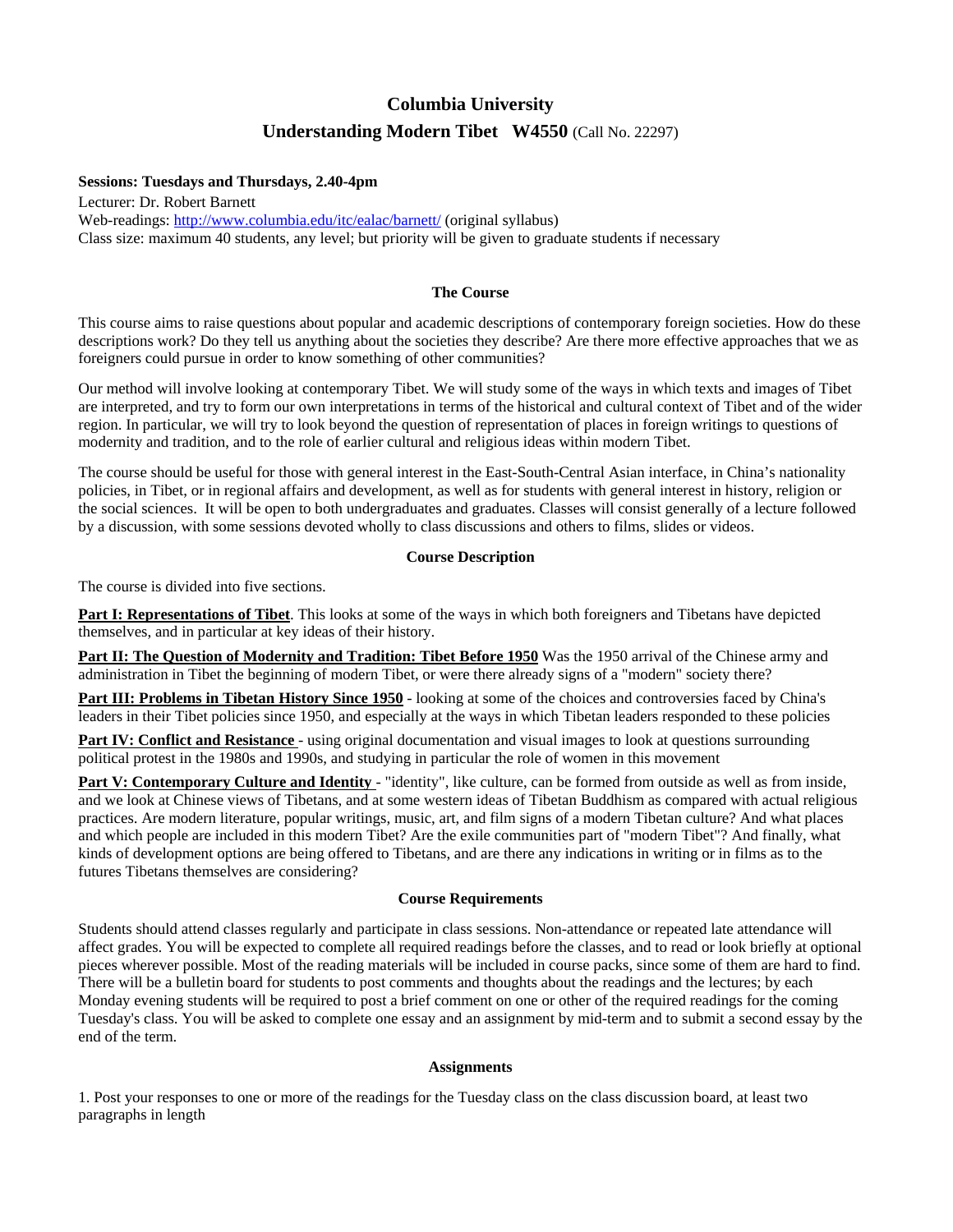# Columbia University

## Understanding Modern Tibet W4550 (Call No. 22297)

**Sessions: Tuesdays and Thursdays, 2.40-4pm**

Lecturer: Dr. Robert Barnett

Web-readings: http://www.columbia.edu/itc/ealac/barnett/ (original syllabus)

Class size: maximum 40 students, any level; but priority will be given to graduate students if necessary

### The Course

This course aims to raise questions about popular and academic descriptions of contemporary foreign societies. How do these descriptions work? Do they tell us anything about the societies they describe? Are there more effective approaches that we as foreigners could pursue in order to know something of other communities?

Our method will involve looking at contemporary Tibet. We will study some of the ways in which texts and images of Tibet are interpreted, and try to form our own interpretations in terms of the historical and cultural context of Tibet and of the wider region. In particular, we will try to look beyond the question of representation of places in foreign writings to questions of modernity and tradition, and to the role of earlier cultural and religious ideas within modern Tibet.

The course should be useful for those with general interest in the East-South-Central Asian interface, in China's nationality policies, in Tibet, or in regional affairs and development, as well as for students with general interest in history, religion or the social sciences. It will be open to both undergraduates and graduates. Classes will consist generally of a lecture followed by a discussion, with some sessions devoted wholly to class discussions and others to films, slides or videos.

### Course Description

The course is divided into five sections.

**Part I: Representations of Tibet**. This looks at some of the ways in which both foreigners and Tibetans have depicted themselves, and in particular at key ideas of their history.

**Part II: The Question of Modernity and Tradition: Tibet Before 1950** Was the 1950 arrival of the Chinese army and administration in Tibet the beginning of modern Tibet, or were there already signs of a "modern" society there?

**Part III: Problems in Tibetan History Since 1950** - looking at some of the choices and controversies faced by China's leaders in their Tibet policies since 1950, and especially at the ways in which Tibetan leaders responded to these policies

**Part IV: Conflict and Resistance** - using original documentation and visual images to look at questions surrounding political protest in the 1980s and 1990s, and studying in particular the role of women in this movement

**Part V: Contemporary Culture and Identity** - "identity", like culture, can be formed from outside as well as from inside, and we look at Chinese views of Tibetans, and at some western ideas of Tibetan Buddhism as compared with actual religious practices. Are modern literature, popular writings, music, art, and film signs of a modern Tibetan culture? And what places and which people are included in this modern Tibet? Are the exile communities part of "modern Tibet"? And finally, what kinds of development options are being offered to Tibetans, and are there any indications in writing or in films as to the futures Tibetans themselves are considering?

### Course Requirements

Students should attend classes regularly and participate in class sessions. Non-attendance or repeated late attendance will affect grades. You will be expected to complete all required readings before the classes, and to read or look briefly at optional pieces wherever possible. Most of the reading materials will be included in course packs, since some of them are hard to find. There will be a bulletin board for students to post comments and thoughts about the readings and the lectures; by each Monday evening students will be required to post a brief comment on one or other of the required readings for the coming Tuesday's class. You will be asked to complete one essay and an assignment by mid-term and to submit a second essay by the end of the term.

### Assignments

1. Post your responses to one or more of the readings for the Tuesday class on the class discussion board, at least two paragraphs in length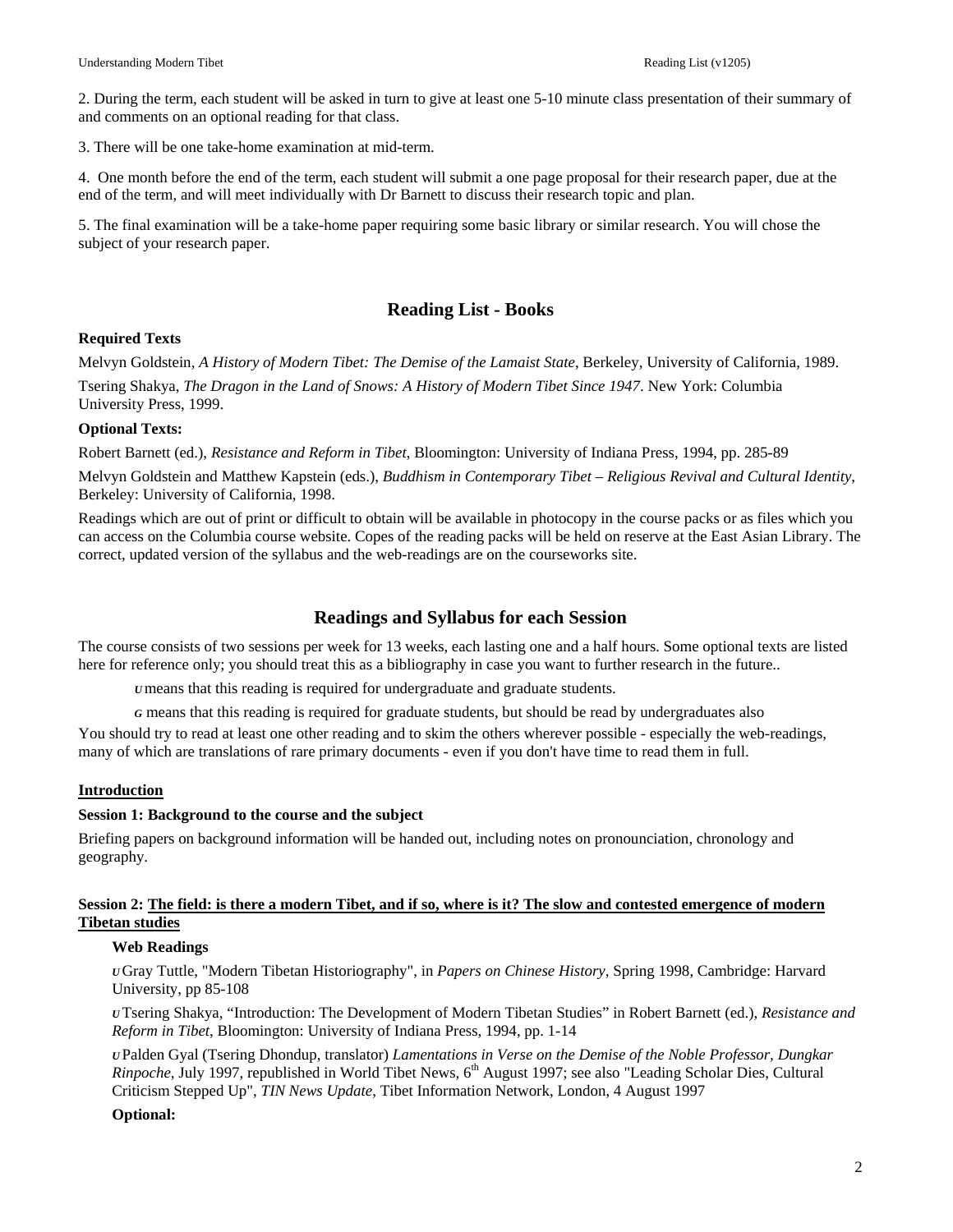2. During the term, each student will be asked in turn to give at least one 5-10 minute class presentation of their summary of and comments on an optional reading for that class.

3. There will be one take-home examination at mid-term.

4. One month before the end of the term, each student will submit a one page proposal for their research paper, due at the end of the term, and will meet individually with Dr Barnett to discuss their research topic and plan.

5. The final examination will be a take-home paper requiring some basic library or similar research. You will chose the subject of your research paper.

## Reading List - Books

**Required Texts**

Melvyn Goldstein, *A History of Modern Tibet: The Demise of the Lamaist State*, Berkeley, University of California, 1989.

Tsering Shakya, *The Dragon in the Land of Snows: A History of Modern Tibet Since 1947*. New York: Columbia University Press, 1999.

**Optional Texts:**

Robert Barnett (ed.), *Resistance and Reform in Tibet*, Bloomington: University of Indiana Press, 1994, pp. 285-89

Melvyn Goldstein and Matthew Kapstein (eds.), *Buddhism in Contemporary Tibet – Religious Revival and Cultural Identity*, Berkeley: University of California, 1998.

Readings which are out of print or difficult to obtain will be available in photocopy in the course packs or as files which you can access on the Columbia course website. Copes of the reading packs will be held on reserve at the East Asian Library. The correct, updated version of the syllabus and the web-readings are on the courseworks site.

## Readings and Syllabus for each Session

The course consists of two sessions per week for 13 weeks, each lasting one and a half hours. Some optional texts are listed here for reference only; you should treat this as a bibliography in case you want to further research in the future..

*U* means that this reading is required for undergraduate and graduate students.

*G* means that this reading is required for graduate students, but should be read by undergraduates also

You should try to read at least one other reading and to skim the others wherever possible - especially the web-readings, many of which are translations of rare primary documents - even if you don't have time to read them in full.

**Introduction**

**Session 1: Background to the course and the subject**

Briefing papers on background information will be handed out, including notes on pronounciation, chronology and geography.

**Session 2: The field: is there a modern Tibet, and if so, where is it? The slow and contested emergence of modern Tibetan studies**

**Web Readings**

*U* Gray Tuttle, "Modern Tibetan Historiography", in *Papers on Chinese History*, Spring 1998, Cambridge: Harvard University, pp 85-108

*U* Tsering Shakya, "Introduction: The Development of Modern Tibetan Studies" in Robert Barnett (ed.), *Resistance and Reform in Tibet*, Bloomington: University of Indiana Press, 1994, pp. 1-14

*U* Palden Gyal (Tsering Dhondup, translator) *Lamentations in Verse on the Demise of the Noble Professor, Dungkar Rinpoche*, July 1997, republished in World Tibet News, 6th August 1997; see also "Leading Scholar Dies, Cultural Criticism Stepped Up", *TIN News Update*, Tibet Information Network, London, 4 August 1997

**Optional:**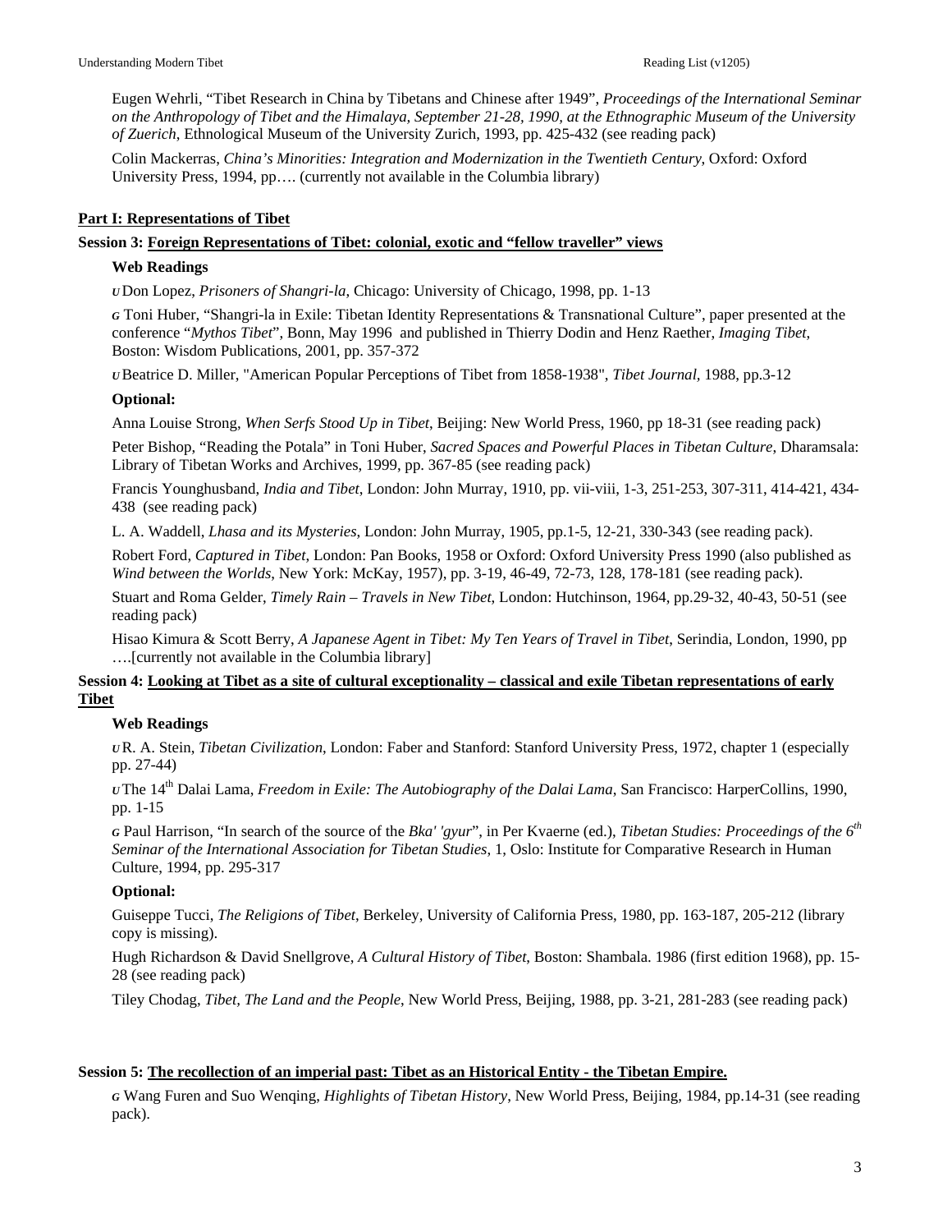Eugen Wehrli, "Tibet Research in China by Tibetans and Chinese after 1949", *Proceedings of the International Seminar on the Anthropology of Tibet and the Himalaya, September 21-28, 1990, at the Ethnographic Museum of the University of Zuerich*, Ethnological Museum of the University Zurich, 1993, pp. 425-432 (see reading pack)

Colin Mackerras, *China's Minorities: Integration and Modernization in the Twentieth Century,* Oxford: Oxford University Press, 1994, pp…. (currently not available in the Columbia library)

**Part I: Representations of Tibet**

**Session 3: Foreign Representations of Tibet: colonial, exotic and "fellow traveller" views**

**Web Readings**

*U* Don Lopez, *Prisoners of Shangri-la*, Chicago: University of Chicago, 1998, pp. 1-13

*G* Toni Huber, "Shangri-la in Exile: Tibetan Identity Representations & Transnational Culture", paper presented at the conference "*Mythos Tibet*", Bonn, May 1996 and published in Thierry Dodin and Henz Raether, *Imaging Tibet*, Boston: Wisdom Publications, 2001, pp. 357-372

*U* Beatrice D. Miller, "American Popular Perceptions of Tibet from 1858-1938", *Tibet Journal*, 1988, pp.3-12

**Optional:**

Anna Louise Strong, *When Serfs Stood Up in Tibet*, Beijing: New World Press, 1960, pp 18-31 (see reading pack)

Peter Bishop, "Reading the Potala" in Toni Huber, *Sacred Spaces and Powerful Places in Tibetan Culture*, Dharamsala: Library of Tibetan Works and Archives, 1999, pp. 367-85 (see reading pack)

Francis Younghusband, *India and Tibet*, London: John Murray, 1910, pp. vii-viii, 1-3, 251-253, 307-311, 414-421, 434-438 (see reading pack)

L. A. Waddell, *Lhasa and its Mysteries*, London: John Murray, 1905, pp.1-5, 12-21, 330-343 (see reading pack).

Robert Ford, *Captured in Tibet*, London: Pan Books, 1958 or Oxford: Oxford University Press 1990 (also published as *Wind between the Worlds*, New York: McKay, 1957), pp. 3-19, 46-49, 72-73, 128, 178-181 (see reading pack).

Stuart and Roma Gelder, *Timely Rain – Travels in New Tibet*, London: Hutchinson, 1964, pp.29-32, 40-43, 50-51 (see reading pack)

Hisao Kimura & Scott Berry, *A Japanese Agent in Tibet: My Ten Years of Travel in Tibet*, Serindia, London, 1990, pp ….[currently not available in the Columbia library]

**Session 4: Looking at Tibet as a site of cultural exceptionality – classical and exile Tibetan representations of early Tibet**

**Web Readings**

*U* R. A. Stein, *Tibetan Civilization*, London: Faber and Stanford: Stanford University Press, 1972, chapter 1 (especially pp. 27-44)

*U* The 14th Dalai Lama, *Freedom in Exile: The Autobiography of the Dalai Lama*, San Francisco: HarperCollins, 1990, pp. 1-15

*G* Paul Harrison, "In search of the source of the *Bka' 'gyur*", in Per Kvaerne (ed.), *Tibetan Studies: Proceedings of the 6th Seminar of the International Association for Tibetan Studies*, 1, Oslo: Institute for Comparative Research in Human Culture, 1994, pp. 295-317

**Optional:**

Guiseppe Tucci, *The Religions of Tibet*, Berkeley, University of California Press, 1980, pp. 163-187, 205-212 (library copy is missing).

Hugh Richardson & David Snellgrove, *A Cultural History of Tibet*, Boston: Shambala. 1986 (first edition 1968), pp. 15-28 (see reading pack)

Tiley Chodag, *Tibet, The Land and the People*, New World Press, Beijing, 1988, pp. 3-21, 281-283 (see reading pack)

**Session 5: The recollection of an imperial past: Tibet as an Historical Entity - the Tibetan Empire.**

*G* Wang Furen and Suo Wenqing, *Highlights of Tibetan History*, New World Press, Beijing, 1984, pp.14-31 (see reading pack).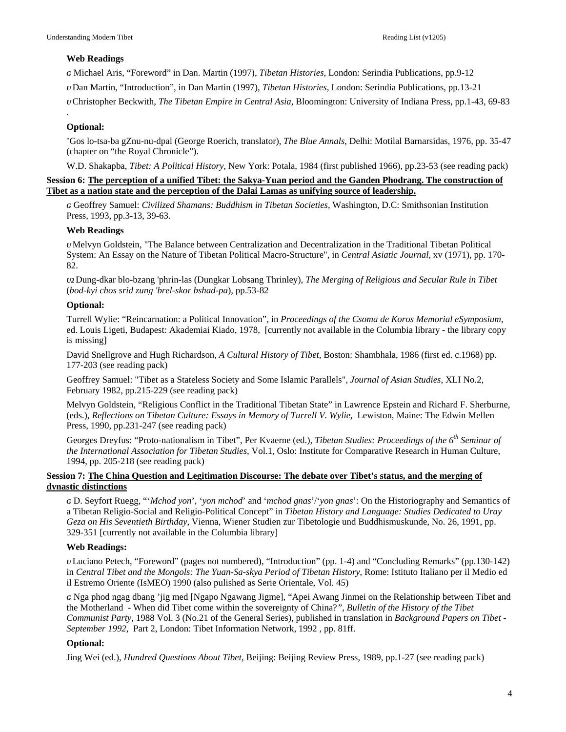**Web Readings**

*G* Michael Aris, "Foreword" in Dan. Martin (1997), *Tibetan Histories*, London: Serindia Publications, pp.9-12

*U* Dan Martin, "Introduction", in Dan Martin (1997), *Tibetan Histories*, London: Serindia Publications, pp.13-21

*U* Christopher Beckwith, *The Tibetan Empire in Central Asia*, Bloomington: University of Indiana Press, pp.1-43, 69-83

.

**Optional:**

'Gos lo-tsa-ba gZnu-nu-dpal (George Roerich, translator), *The Blue Annals*, Delhi: Motilal Barnarsidas, 1976, pp. 35-47 (chapter on "the Royal Chronicle").

W.D. Shakapba, *Tibet: A Political History*, New York: Potala, 1984 (first published 1966), pp.23-53 (see reading pack)

**Session 6: <u>The perception of a unified Tibet: the Sakya-Yuan period and the Ganden Phodrang. The construction of Tibet as a nation state and the perception of the Dalai Lamas as unifying source of leadership.</u>**

*G* Geoffrey Samuel: *Civilized Shamans: Buddhism in Tibetan Societies*, Washington, D.C: Smithsonian Institution Press, 1993, pp.3-13, 39-63.

**Web Readings**

*U* Melvyn Goldstein, "The Balance between Centralization and Decentralization in the Traditional Tibetan Political System: An Essay on the Nature of Tibetan Political Macro-Structure", in *Central Asiatic Journal*, xv (1971), pp. 170-82.

*U2* Dung-dkar blo-bzang 'phrin-las (Dungkar Lobsang Thrinley), *The Merging of Religious and Secular Rule in Tibet* (*bod-kyi chos srid zung 'brel-skor bshad-pa*), pp.53-82

**Optional:**

Turrell Wylie: "Reincarnation: a Political Innovation", in *Proceedings of the Csoma de Koros Memorial eSymposium*, ed. Louis Ligeti, Budapest: Akademiai Kiado, 1978, [currently not available in the Columbia library - the library copy is missing]

David Snellgrove and Hugh Richardson, *A Cultural History of Tibet*, Boston: Shambhala, 1986 (first ed. c.1968) pp. 177-203 (see reading pack)

Geoffrey Samuel: "Tibet as a Stateless Society and Some Islamic Parallels", *Journal of Asian Studies*, XLI No.2, February 1982, pp.215-229 (see reading pack)

Melvyn Goldstein, "Religious Conflict in the Traditional Tibetan State" in Lawrence Epstein and Richard F. Sherburne, (eds.), *Reflections on Tibetan Culture: Essays in Memory of Turrell V. Wylie*, Lewiston, Maine: The Edwin Mellen Press, 1990, pp.231-247 (see reading pack)

Georges Dreyfus: "Proto-nationalism in Tibet", Per Kvaerne (ed.), *Tibetan Studies: Proceedings of the 6th Seminar of the International Association for Tibetan Studies*, Vol.1, Oslo: Institute for Comparative Research in Human Culture, 1994, pp. 205-218 (see reading pack)

**Session 7: <u>The China Question and Legitimation Discourse: The debate over Tibet's status, and the merging of dynastic distinctions</u>**

*G* D. Seyfort Ruegg, "'*Mchod yon*', '*yon mchod*' and '*mchod gnas*'/'*yon gnas*': On the Historiography and Semantics of a Tibetan Religio-Social and Religio-Political Concept" in *Tibetan History and Language: Studies Dedicated to Uray Geza on His Seventieth Birthday*, Vienna, Wiener Studien zur Tibetologie und Buddhismuskunde, No. 26, 1991, pp. 329-351 [currently not available in the Columbia library]

**Web Readings:**

*U* Luciano Petech, "Foreword" (pages not numbered), "Introduction" (pp. 1-4) and "Concluding Remarks" (pp.130-142) in *Central Tibet and the Mongols: The Yuan-Sa-skya Period of Tibetan History*, Rome: Istituto Italiano per il Medio ed il Estremo Oriente (IsMEO) 1990 (also pulished as Serie Orientale, Vol. 45)

*G* Nga phod ngag dbang 'jig med [Ngapo Ngawang Jigme], "Apei Awang Jinmei on the Relationship between Tibet and the Motherland - When did Tibet come within the sovereignty of China?", *Bulletin of the History of the Tibet Communist Party*, 1988 Vol. 3 (No.21 of the General Series), published in translation in *Background Papers on Tibet - September 1992*, Part 2, London: Tibet Information Network, 1992 , pp. 81ff.

**Optional:**

Jing Wei (ed.), *Hundred Questions About Tibet*, Beijing: Beijing Review Press, 1989, pp.1-27 (see reading pack)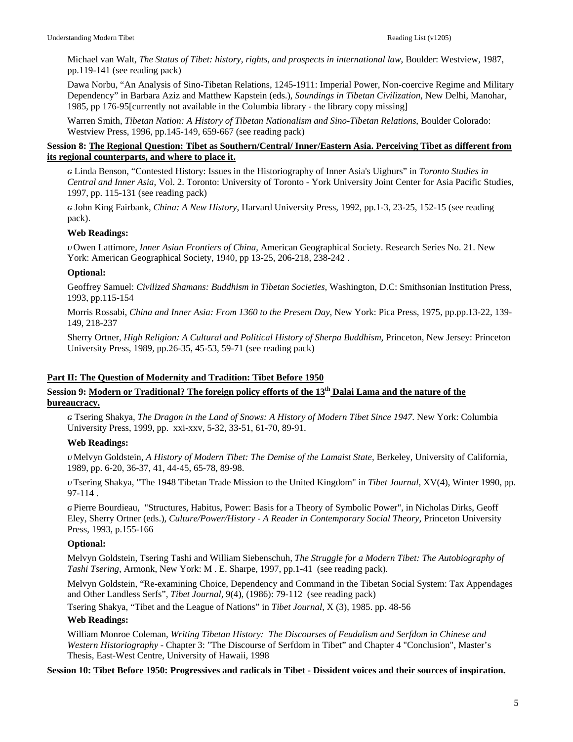Michael van Walt, *The Status of Tibet: history, rights, and prospects in international law*, Boulder: Westview, 1987, pp.119-141 (see reading pack)

Dawa Norbu, "An Analysis of Sino-Tibetan Relations, 1245-1911: Imperial Power, Non-coercive Regime and Military Dependency" in Barbara Aziz and Matthew Kapstein (eds.), *Soundings in Tibetan Civilization*, New Delhi, Manohar, 1985, pp 176-95[currently not available in the Columbia library - the library copy missing]

Warren Smith, *Tibetan Nation: A History of Tibetan Nationalism and Sino-Tibetan Relations*, Boulder Colorado: Westview Press, 1996, pp.145-149, 659-667 (see reading pack)

**Session 8: <u>The Regional Question: Tibet as Southern/Central/ Inner/Eastern Asia. Perceiving Tibet as different from its regional counterparts, and where to place it.</u>**

***G*** Linda Benson, "Contested History: Issues in the Historiography of Inner Asia's Uighurs" in *Toronto Studies in Central and Inner Asia*, Vol. 2. Toronto: University of Toronto - York University Joint Center for Asia Pacific Studies, 1997, pp. 115-131 (see reading pack)

***G*** John King Fairbank, *China: A New History*, Harvard University Press, 1992, pp.1-3, 23-25, 152-15 (see reading pack).

**Web Readings:**

***U*** Owen Lattimore, *Inner Asian Frontiers of China*, American Geographical Society. Research Series No. 21. New York: American Geographical Society, 1940, pp 13-25, 206-218, 238-242 .

**Optional:**

Geoffrey Samuel: *Civilized Shamans: Buddhism in Tibetan Societies*, Washington, D.C: Smithsonian Institution Press, 1993, pp.115-154

Morris Rossabi, *China and Inner Asia: From 1360 to the Present Day*, New York: Pica Press, 1975, pp.pp.13-22, 139-149, 218-237

Sherry Ortner, *High Religion: A Cultural and Political History of Sherpa Buddhism*, Princeton, New Jersey: Princeton University Press, 1989, pp.26-35, 45-53, 59-71 (see reading pack)

**<u>Part II: The Question of Modernity and Tradition: Tibet Before 1950</u>**

**Session 9: <u>Modern or Traditional? The foreign policy efforts of the 13th Dalai Lama and the nature of the bureaucracy.</u>**

***G*** Tsering Shakya, *The Dragon in the Land of Snows: A History of Modern Tibet Since 1947*. New York: Columbia University Press, 1999, pp. xxi-xxv, 5-32, 33-51, 61-70, 89-91.

**Web Readings:**

***U*** Melvyn Goldstein, *A History of Modern Tibet: The Demise of the Lamaist State*, Berkeley, University of California, 1989, pp. 6-20, 36-37, 41, 44-45, 65-78, 89-98.

***U*** Tsering Shakya, "The 1948 Tibetan Trade Mission to the United Kingdom" in *Tibet Journal*, XV(4), Winter 1990, pp. 97-114 .

***G*** Pierre Bourdieau, "Structures, Habitus, Power: Basis for a Theory of Symbolic Power", in Nicholas Dirks, Geoff Eley, Sherry Ortner (eds.), *Culture/Power/History - A Reader in Contemporary Social Theory*, Princeton University Press, 1993, p.155-166

**Optional:**

Melvyn Goldstein, Tsering Tashi and William Siebenschuh, *The Struggle for a Modern Tibet: The Autobiography of Tashi Tsering*, Armonk, New York: M . E. Sharpe, 1997, pp.1-41 (see reading pack).

Melvyn Goldstein, "Re-examining Choice, Dependency and Command in the Tibetan Social System: Tax Appendages and Other Landless Serfs", *Tibet Journal*, 9(4), (1986): 79-112 (see reading pack)

Tsering Shakya, "Tibet and the League of Nations" in *Tibet Journal*, X (3), 1985. pp. 48-56

**Web Readings:**

William Monroe Coleman, *Writing Tibetan History: The Discourses of Feudalism and Serfdom in Chinese and Western Historiography* - Chapter 3: "The Discourse of Serfdom in Tibet" and Chapter 4 "Conclusion", Master's Thesis, East-West Centre, University of Hawaii, 1998

**Session 10: <u>Tibet Before 1950: Progressives and radicals in Tibet - Dissident voices and their sources of inspiration.</u>**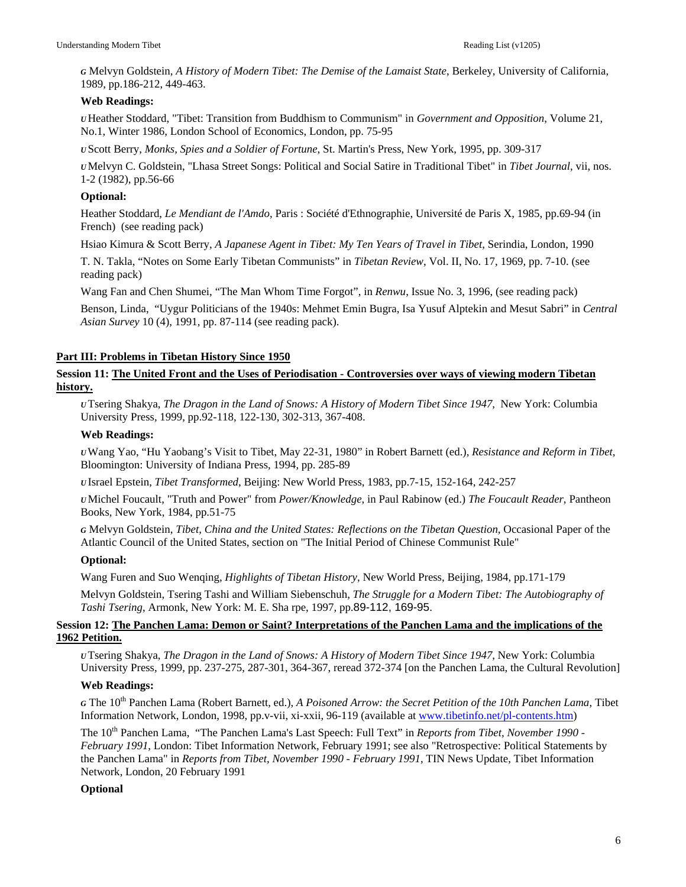*G* Melvyn Goldstein, *A History of Modern Tibet: The Demise of the Lamaist State*, Berkeley, University of California, 1989, pp.186-212, 449-463.

**Web Readings:**

*U* Heather Stoddard, "Tibet: Transition from Buddhism to Communism" in *Government and Opposition*, Volume 21, No.1, Winter 1986, London School of Economics, London, pp. 75-95

*U* Scott Berry, *Monks, Spies and a Soldier of Fortune*, St. Martin's Press, New York, 1995, pp. 309-317

*U* Melvyn C. Goldstein, "Lhasa Street Songs: Political and Social Satire in Traditional Tibet" in *Tibet Journal*, vii, nos. 1-2 (1982), pp.56-66

**Optional:**

Heather Stoddard, *Le Mendiant de l'Amdo*, Paris : Société d'Ethnographie, Université de Paris X, 1985, pp.69-94 (in French) (see reading pack)

Hsiao Kimura & Scott Berry, *A Japanese Agent in Tibet: My Ten Years of Travel in Tibet*, Serindia, London, 1990

T. N. Takla, "Notes on Some Early Tibetan Communists" in *Tibetan Review*, Vol. II, No. 17, 1969, pp. 7-10. (see reading pack)

Wang Fan and Chen Shumei, "The Man Whom Time Forgot", in *Renwu*, Issue No. 3, 1996, (see reading pack)

Benson, Linda, "Uygur Politicians of the 1940s: Mehmet Emin Bugra, Isa Yusuf Alptekin and Mesut Sabri" in *Central Asian Survey* 10 (4), 1991, pp. 87-114 (see reading pack).

## Part III: Problems in Tibetan History Since 1950

### Session 11: The United Front and the Uses of Periodisation - Controversies over ways of viewing modern Tibetan history.

*U* Tsering Shakya, *The Dragon in the Land of Snows: A History of Modern Tibet Since 1947*, New York: Columbia University Press, 1999, pp.92-118, 122-130, 302-313, 367-408.

**Web Readings:**

*U* Wang Yao, "Hu Yaobang's Visit to Tibet, May 22-31, 1980" in Robert Barnett (ed.), *Resistance and Reform in Tibet*, Bloomington: University of Indiana Press, 1994, pp. 285-89

*U* Israel Epstein, *Tibet Transformed*, Beijing: New World Press, 1983, pp.7-15, 152-164, 242-257

*U* Michel Foucault, "Truth and Power" from *Power/Knowledge*, in Paul Rabinow (ed.) *The Foucault Reader*, Pantheon Books, New York, 1984, pp.51-75

*G* Melvyn Goldstein, *Tibet, China and the United States: Reflections on the Tibetan Question*, Occasional Paper of the Atlantic Council of the United States, section on "The Initial Period of Chinese Communist Rule"

**Optional:**

Wang Furen and Suo Wenqing, *Highlights of Tibetan History*, New World Press, Beijing, 1984, pp.171-179

Melvyn Goldstein, Tsering Tashi and William Siebenschuh, *The Struggle for a Modern Tibet: The Autobiography of Tashi Tsering*, Armonk, New York: M. E. Sha rpe, 1997, pp.89-112, 169-95.

### Session 12: The Panchen Lama: Demon or Saint? Interpretations of the Panchen Lama and the implications of the 1962 Petition.

*U* Tsering Shakya, *The Dragon in the Land of Snows: A History of Modern Tibet Since 1947*, New York: Columbia University Press, 1999, pp. 237-275, 287-301, 364-367, reread 372-374 [on the Panchen Lama, the Cultural Revolution]

**Web Readings:**

*G* The 10th Panchen Lama (Robert Barnett, ed.), *A Poisoned Arrow: the Secret Petition of the 10th Panchen Lama*, Tibet Information Network, London, 1998, pp.v-vii, xi-xxii, 96-119 (available at www.tibetinfo.net/pl-contents.htm)

The 10th Panchen Lama, "The Panchen Lama's Last Speech: Full Text" in *Reports from Tibet, November 1990 - February 1991*, London: Tibet Information Network, February 1991; see also "Retrospective: Political Statements by the Panchen Lama" in *Reports from Tibet, November 1990 - February 1991*, TIN News Update, Tibet Information Network, London, 20 February 1991

**Optional**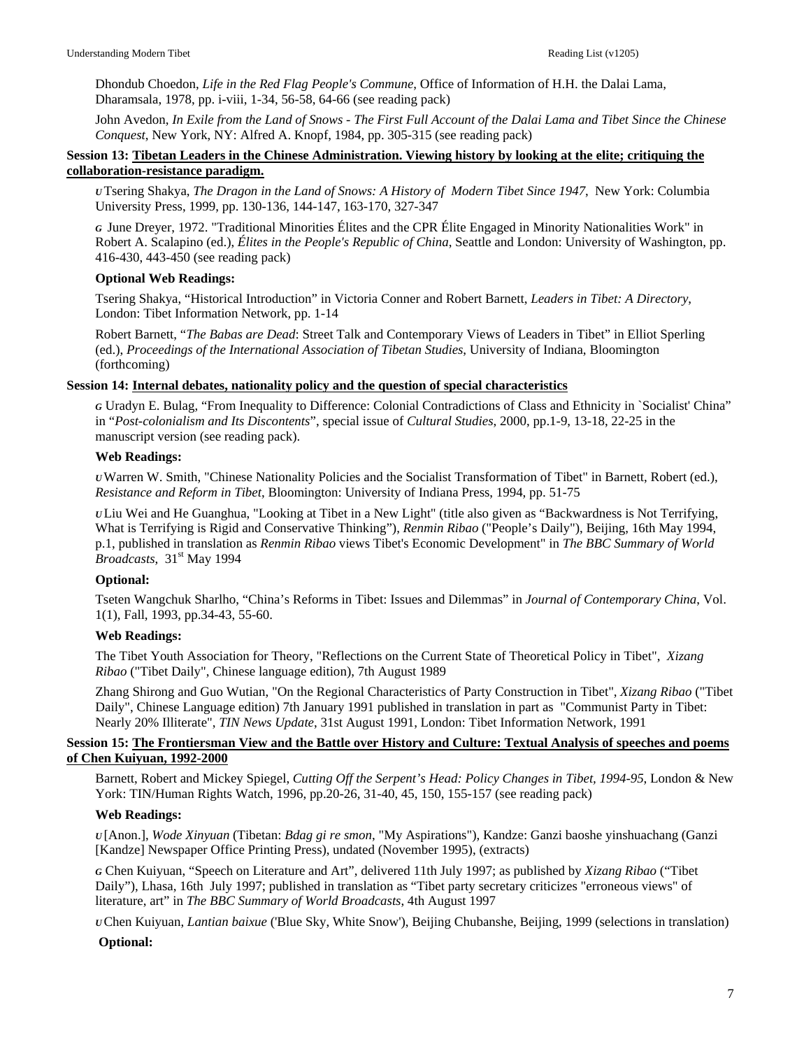Dhondub Choedon, *Life in the Red Flag People's Commune*, Office of Information of H.H. the Dalai Lama, Dharamsala, 1978, pp. i-viii, 1-34, 56-58, 64-66 (see reading pack)

John Avedon, *In Exile from the Land of Snows - The First Full Account of the Dalai Lama and Tibet Since the Chinese Conquest*, New York, NY: Alfred A. Knopf, 1984, pp. 305-315 (see reading pack)

**Session 13: <u>Tibetan Leaders in the Chinese Administration. Viewing history by looking at the elite; critiquing the collaboration-resistance paradigm.</u>**

*U* Tsering Shakya, *The Dragon in the Land of Snows: A History of Modern Tibet Since 1947*, New York: Columbia University Press, 1999, pp. 130-136, 144-147, 163-170, 327-347

*G* June Dreyer, 1972. "Traditional Minorities Élites and the CPR Élite Engaged in Minority Nationalities Work" in Robert A. Scalapino (ed.), *Élites in the People's Republic of China*, Seattle and London: University of Washington, pp. 416-430, 443-450 (see reading pack)

**Optional Web Readings:**

Tsering Shakya, "Historical Introduction" in Victoria Conner and Robert Barnett, *Leaders in Tibet: A Directory*, London: Tibet Information Network, pp. 1-14

Robert Barnett, "*The Babas are Dead*: Street Talk and Contemporary Views of Leaders in Tibet" in Elliot Sperling (ed.), *Proceedings of the International Association of Tibetan Studies*, University of Indiana, Bloomington (forthcoming)

**Session 14: <u>Internal debates, nationality policy and the question of special characteristics</u>**

*G* Uradyn E. Bulag, "From Inequality to Difference: Colonial Contradictions of Class and Ethnicity in `Socialist' China" in "*Post-colonialism and Its Discontents*", special issue of *Cultural Studies*, 2000, pp.1-9, 13-18, 22-25 in the manuscript version (see reading pack).

**Web Readings:**

*U* Warren W. Smith, "Chinese Nationality Policies and the Socialist Transformation of Tibet" in Barnett, Robert (ed.), *Resistance and Reform in Tibet*, Bloomington: University of Indiana Press, 1994, pp. 51-75

*U* Liu Wei and He Guanghua, "Looking at Tibet in a New Light" (title also given as "Backwardness is Not Terrifying, What is Terrifying is Rigid and Conservative Thinking"), *Renmin Ribao* ("People's Daily"), Beijing, 16th May 1994, p.1, published in translation as *Renmin Ribao* views Tibet's Economic Development" in *The BBC Summary of World Broadcasts*, 31st May 1994

**Optional:**

Tseten Wangchuk Sharlho, "China's Reforms in Tibet: Issues and Dilemmas" in *Journal of Contemporary China*, Vol. 1(1), Fall, 1993, pp.34-43, 55-60.

**Web Readings:**

The Tibet Youth Association for Theory, "Reflections on the Current State of Theoretical Policy in Tibet", *Xizang Ribao* ("Tibet Daily", Chinese language edition), 7th August 1989

Zhang Shirong and Guo Wutian, "On the Regional Characteristics of Party Construction in Tibet", *Xizang Ribao* ("Tibet Daily", Chinese Language edition) 7th January 1991 published in translation in part as "Communist Party in Tibet: Nearly 20% Illiterate", *TIN News Update*, 31st August 1991, London: Tibet Information Network, 1991

**Session 15: <u>The Frontiersman View and the Battle over History and Culture: Textual Analysis of speeches and poems of Chen Kuiyuan, 1992-2000</u>**

Barnett, Robert and Mickey Spiegel, *Cutting Off the Serpent's Head: Policy Changes in Tibet, 1994-95*, London & New York: TIN/Human Rights Watch, 1996, pp.20-26, 31-40, 45, 150, 155-157 (see reading pack)

**Web Readings:**

*U* [Anon.], *Wode Xinyuan* (Tibetan: *Bdag gi re smon*, "My Aspirations"), Kandze: Ganzi baoshe yinshuachang (Ganzi [Kandze] Newspaper Office Printing Press), undated (November 1995), (extracts)

*G* Chen Kuiyuan, "Speech on Literature and Art", delivered 11th July 1997; as published by *Xizang Ribao* ("Tibet Daily"), Lhasa, 16th July 1997; published in translation as "Tibet party secretary criticizes "erroneous views" of literature, art" in *The BBC Summary of World Broadcasts*, 4th August 1997

*U* Chen Kuiyuan, *Lantian baixue* ('Blue Sky, White Snow'), Beijing Chubanshe, Beijing, 1999 (selections in translation)

**Optional:**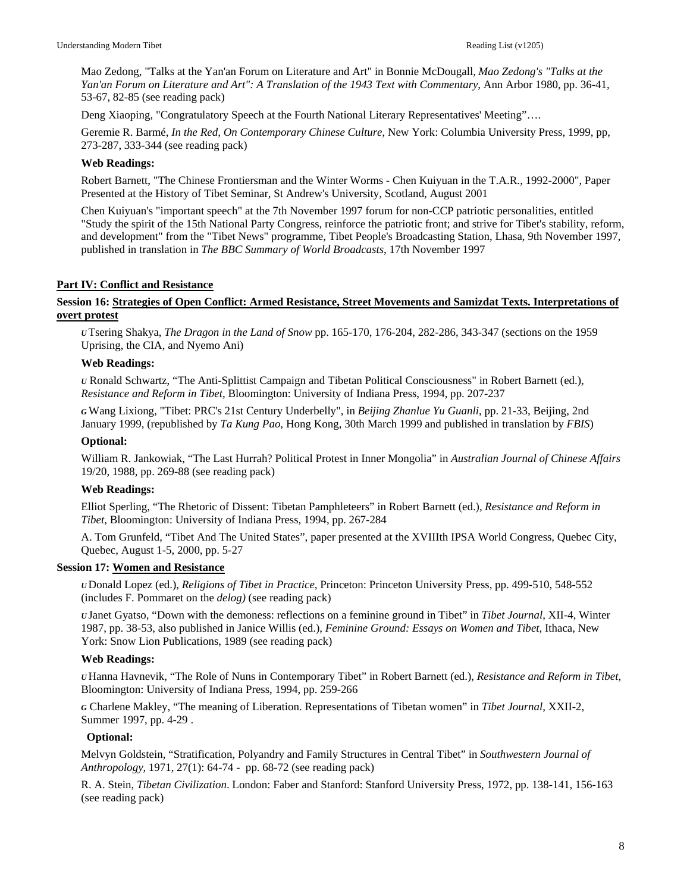Mao Zedong, "Talks at the Yan'an Forum on Literature and Art" in Bonnie McDougall, *Mao Zedong's "Talks at the Yan'an Forum on Literature and Art": A Translation of the 1943 Text with Commentary*, Ann Arbor 1980, pp. 36-41, 53-67, 82-85 (see reading pack)

Deng Xiaoping, "Congratulatory Speech at the Fourth National Literary Representatives' Meeting"….

Geremie R. Barmé, *In the Red, On Contemporary Chinese Culture*, New York: Columbia University Press, 1999, pp, 273-287, 333-344 (see reading pack)

**Web Readings:**

Robert Barnett, "The Chinese Frontiersman and the Winter Worms - Chen Kuiyuan in the T.A.R., 1992-2000", Paper Presented at the History of Tibet Seminar, St Andrew's University, Scotland, August 2001

Chen Kuiyuan's "important speech" at the 7th November 1997 forum for non-CCP patriotic personalities, entitled "Study the spirit of the 15th National Party Congress, reinforce the patriotic front; and strive for Tibet's stability, reform, and development" from the "Tibet News" programme, Tibet People's Broadcasting Station, Lhasa, 9th November 1997, published in translation in *The BBC Summary of World Broadcasts*, 17th November 1997

## Part IV: Conflict and Resistance

### Session 16: Strategies of Open Conflict: Armed Resistance, Street Movements and Samizdat Texts. Interpretations of overt protest

*U* Tsering Shakya, *The Dragon in the Land of Snow* pp. 165-170, 176-204, 282-286, 343-347 (sections on the 1959 Uprising, the CIA, and Nyemo Ani)

**Web Readings:**

*U* Ronald Schwartz, "The Anti-Splittist Campaign and Tibetan Political Consciousness" in Robert Barnett (ed.), *Resistance and Reform in Tibet*, Bloomington: University of Indiana Press, 1994, pp. 207-237

*G* Wang Lixiong, "Tibet: PRC's 21st Century Underbelly", in *Beijing Zhanlue Yu Guanli*, pp. 21-33, Beijing, 2nd January 1999, (republished by *Ta Kung Pao*, Hong Kong, 30th March 1999 and published in translation by *FBIS*)

**Optional:**

William R. Jankowiak, "The Last Hurrah? Political Protest in Inner Mongolia" in *Australian Journal of Chinese Affairs* 19/20, 1988, pp. 269-88 (see reading pack)

**Web Readings:**

Elliot Sperling, "The Rhetoric of Dissent: Tibetan Pamphleteers" in Robert Barnett (ed.), *Resistance and Reform in Tibet*, Bloomington: University of Indiana Press, 1994, pp. 267-284

A. Tom Grunfeld, "Tibet And The United States", paper presented at the XVIIIth IPSA World Congress, Quebec City, Quebec, August 1-5, 2000, pp. 5-27

### Session 17: Women and Resistance

*U* Donald Lopez (ed.), *Religions of Tibet in Practice*, Princeton: Princeton University Press, pp. 499-510, 548-552 (includes F. Pommaret on the *delog)* (see reading pack)

*U* Janet Gyatso, "Down with the demoness: reflections on a feminine ground in Tibet" in *Tibet Journal*, XII-4, Winter 1987, pp. 38-53, also published in Janice Willis (ed.), *Feminine Ground: Essays on Women and Tibet*, Ithaca, New York: Snow Lion Publications, 1989 (see reading pack)

**Web Readings:**

*U* Hanna Havnevik, "The Role of Nuns in Contemporary Tibet" in Robert Barnett (ed.), *Resistance and Reform in Tibet*, Bloomington: University of Indiana Press, 1994, pp. 259-266

*G* Charlene Makley, "The meaning of Liberation. Representations of Tibetan women" in *Tibet Journal*, XXII-2, Summer 1997, pp. 4-29 .

**Optional:**

Melvyn Goldstein, "Stratification, Polyandry and Family Structures in Central Tibet" in *Southwestern Journal of Anthropology*, 1971, 27(1): 64-74 - pp. 68-72 (see reading pack)

R. A. Stein, *Tibetan Civilization*. London: Faber and Stanford: Stanford University Press, 1972, pp. 138-141, 156-163 (see reading pack)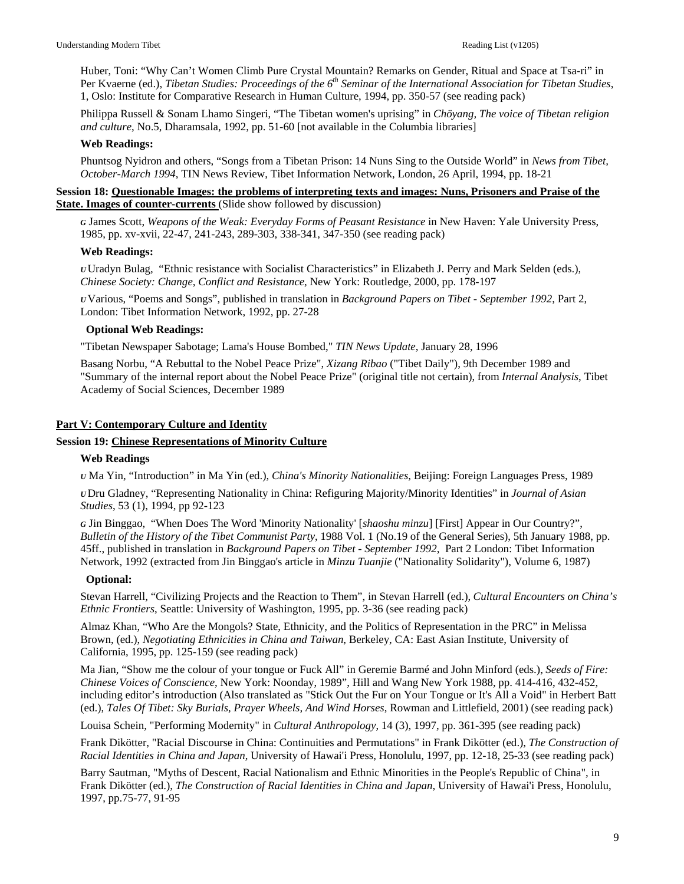Huber, Toni: “Why Can’t Women Climb Pure Crystal Mountain? Remarks on Gender, Ritual and Space at Tsa-ri” in Per Kvaerne (ed.), *Tibetan Studies: Proceedings of the 6th Seminar of the International Association for Tibetan Studies*, 1, Oslo: Institute for Comparative Research in Human Culture, 1994, pp. 350-57 (see reading pack)

Philippa Russell & Sonam Lhamo Singeri, “The Tibetan women's uprising” in *Chöyang, The voice of Tibetan religion and culture*, No.5, Dharamsala, 1992, pp. 51-60 [not available in the Columbia libraries]

**Web Readings:**

Phuntsog Nyidron and others, “Songs from a Tibetan Prison: 14 Nuns Sing to the Outside World” in *News from Tibet, October-March 1994*, TIN News Review, Tibet Information Network, London, 26 April, 1994, pp. 18-21

**Session 18: Questionable Images: the problems of interpreting texts and images: Nuns, Prisoners and Praise of the State. Images of counter-currents** (Slide show followed by discussion)

*G* James Scott, *Weapons of the Weak: Everyday Forms of Peasant Resistance* in New Haven: Yale University Press, 1985, pp. xv-xvii, 22-47, 241-243, 289-303, 338-341, 347-350 (see reading pack)

**Web Readings:**

*U* Uradyn Bulag, “Ethnic resistance with Socialist Characteristics” in Elizabeth J. Perry and Mark Selden (eds.), *Chinese Society: Change, Conflict and Resistance*, New York: Routledge, 2000, pp. 178-197

*U* Various, “Poems and Songs”, published in translation in *Background Papers on Tibet - September 1992*, Part 2, London: Tibet Information Network, 1992, pp. 27-28

**Optional Web Readings:**

"Tibetan Newspaper Sabotage; Lama's House Bombed," *TIN News Update*, January 28, 1996

Basang Norbu, “A Rebuttal to the Nobel Peace Prize", *Xizang Ribao* ("Tibet Daily"), 9th December 1989 and "Summary of the internal report about the Nobel Peace Prize" (original title not certain), from *Internal Analysis*, Tibet Academy of Social Sciences, December 1989

## Part V: Contemporary Culture and Identity

### Session 19: Chinese Representations of Minority Culture

**Web Readings**

*U* Ma Yin, “Introduction” in Ma Yin (ed.), *China's Minority Nationalities*, Beijing: Foreign Languages Press, 1989

*U* Dru Gladney, “Representing Nationality in China: Refiguring Majority/Minority Identities” in *Journal of Asian Studies*, 53 (1), 1994, pp 92-123

*G* Jin Binggao, “When Does The Word 'Minority Nationality' [*shaoshu minzu*] [First] Appear in Our Country?”, *Bulletin of the History of the Tibet Communist Party*, 1988 Vol. 1 (No.19 of the General Series), 5th January 1988, pp. 45ff., published in translation in *Background Papers on Tibet - September 1992*, Part 2 London: Tibet Information Network, 1992 (extracted from Jin Binggao's article in *Minzu Tuanjie* ("Nationality Solidarity"), Volume 6, 1987)

**Optional:**

Stevan Harrell, “Civilizing Projects and the Reaction to Them”, in Stevan Harrell (ed.), *Cultural Encounters on China’s Ethnic Frontiers*, Seattle: University of Washington, 1995, pp. 3-36 (see reading pack)

Almaz Khan, “Who Are the Mongols? State, Ethnicity, and the Politics of Representation in the PRC” in Melissa Brown, (ed.), *Negotiating Ethnicities in China and Taiwan*, Berkeley, CA: East Asian Institute, University of California, 1995, pp. 125-159 (see reading pack)

Ma Jian, “Show me the colour of your tongue or Fuck All” in Geremie Barmé and John Minford (eds.), *Seeds of Fire: Chinese Voices of Conscience*, New York: Noonday, 1989”, Hill and Wang New York 1988, pp. 414-416, 432-452, including editor’s introduction (Also translated as "Stick Out the Fur on Your Tongue or It's All a Void" in Herbert Batt (ed.), *Tales Of Tibet: Sky Burials, Prayer Wheels, And Wind Horses*, Rowman and Littlefield, 2001) (see reading pack)

Louisa Schein, "Performing Modernity" in *Cultural Anthropology*, 14 (3), 1997, pp. 361-395 (see reading pack)

Frank Dikötter, "Racial Discourse in China: Continuities and Permutations" in Frank Dikötter (ed.), *The Construction of Racial Identities in China and Japan*, University of Hawai'i Press, Honolulu, 1997, pp. 12-18, 25-33 (see reading pack)

Barry Sautman, "Myths of Descent, Racial Nationalism and Ethnic Minorities in the People's Republic of China", in Frank Dikötter (ed.), *The Construction of Racial Identities in China and Japan*, University of Hawai'i Press, Honolulu, 1997, pp.75-77, 91-95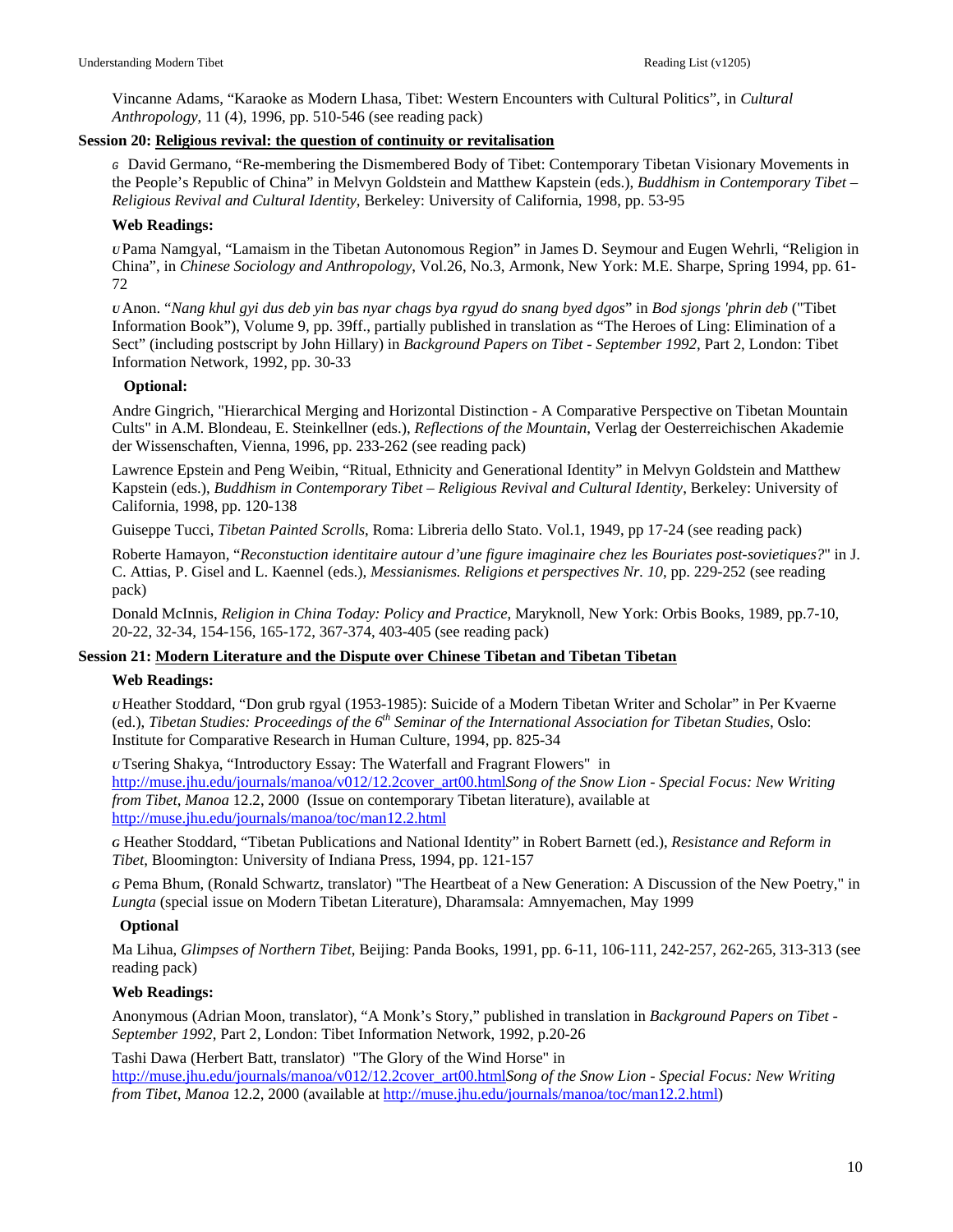Vincanne Adams, “Karaoke as Modern Lhasa, Tibet: Western Encounters with Cultural Politics”, in *Cultural Anthropology*, 11 (4), 1996, pp. 510-546 (see reading pack)

**Session 20: Religious revival: the question of continuity or revitalisation**

*G* David Germano, “Re-membering the Dismembered Body of Tibet: Contemporary Tibetan Visionary Movements in the People’s Republic of China” in Melvyn Goldstein and Matthew Kapstein (eds.), *Buddhism in Contemporary Tibet – Religious Revival and Cultural Identity*, Berkeley: University of California, 1998, pp. 53-95

**Web Readings:**

*U* Pama Namgyal, “Lamaism in the Tibetan Autonomous Region” in James D. Seymour and Eugen Wehrli, “Religion in China”, in *Chinese Sociology and Anthropology*, Vol.26, No.3, Armonk, New York: M.E. Sharpe, Spring 1994, pp. 61-72

*U* Anon. “*Nang khul gyi dus deb yin bas nyar chags bya rgyud do snang byed dgos*” in *Bod sjongs 'phrin deb* ("Tibet Information Book"), Volume 9, pp. 39ff., partially published in translation as “The Heroes of Ling: Elimination of a Sect” (including postscript by John Hillary) in *Background Papers on Tibet - September 1992*, Part 2, London: Tibet Information Network, 1992, pp. 30-33

**Optional:**

Andre Gingrich, "Hierarchical Merging and Horizontal Distinction - A Comparative Perspective on Tibetan Mountain Cults" in A.M. Blondeau, E. Steinkellner (eds.), *Reflections of the Mountain*, Verlag der Oesterreichischen Akademie der Wissenschaften, Vienna, 1996, pp. 233-262 (see reading pack)

Lawrence Epstein and Peng Weibin, “Ritual, Ethnicity and Generational Identity” in Melvyn Goldstein and Matthew Kapstein (eds.), *Buddhism in Contemporary Tibet – Religious Revival and Cultural Identity*, Berkeley: University of California, 1998, pp. 120-138

Guiseppe Tucci, *Tibetan Painted Scrolls*, Roma: Libreria dello Stato. Vol.1, 1949, pp 17-24 (see reading pack)

Roberte Hamayon, “*Reconstuction identitaire autour d’une figure imaginaire chez les Bouriates post-sovietiques?*" in J. C. Attias, P. Gisel and L. Kaennel (eds.), *Messianismes. Religions et perspectives Nr. 10*, pp. 229-252 (see reading pack)

Donald McInnis, *Religion in China Today: Policy and Practice*, Maryknoll, New York: Orbis Books, 1989, pp.7-10, 20-22, 32-34, 154-156, 165-172, 367-374, 403-405 (see reading pack)

**Session 21: Modern Literature and the Dispute over Chinese Tibetan and Tibetan Tibetan**

**Web Readings:**

*U* Heather Stoddard, “Don grub rgyal (1953-1985): Suicide of a Modern Tibetan Writer and Scholar” in Per Kvaerne (ed.), *Tibetan Studies: Proceedings of the 6th Seminar of the International Association for Tibetan Studies*, Oslo: Institute for Comparative Research in Human Culture, 1994, pp. 825-34

*U* Tsering Shakya, “Introductory Essay: The Waterfall and Fragrant Flowers" in http://muse.jhu.edu/journals/manoa/v012/12.2cover_art00.html*Song of the Snow Lion - Special Focus: New Writing from Tibet, Manoa* 12.2, 2000 (Issue on contemporary Tibetan literature), available at http://muse.jhu.edu/journals/manoa/toc/man12.2.html

*G* Heather Stoddard, “Tibetan Publications and National Identity” in Robert Barnett (ed.), *Resistance and Reform in Tibet*, Bloomington: University of Indiana Press, 1994, pp. 121-157

*G* Pema Bhum, (Ronald Schwartz, translator) "The Heartbeat of a New Generation: A Discussion of the New Poetry," in *Lungta* (special issue on Modern Tibetan Literature), Dharamsala: Amnyemachen, May 1999

**Optional**

Ma Lihua, *Glimpses of Northern Tibet*, Beijing: Panda Books, 1991, pp. 6-11, 106-111, 242-257, 262-265, 313-313 (see reading pack)

**Web Readings:**

Anonymous (Adrian Moon, translator), “A Monk’s Story,” published in translation in *Background Papers on Tibet - September 1992*, Part 2, London: Tibet Information Network, 1992, p.20-26

Tashi Dawa (Herbert Batt, translator) "The Glory of the Wind Horse" in http://muse.jhu.edu/journals/manoa/v012/12.2cover_art00.html*Song of the Snow Lion - Special Focus: New Writing from Tibet*, *Manoa* 12.2, 2000 (available at http://muse.jhu.edu/journals/manoa/toc/man12.2.html)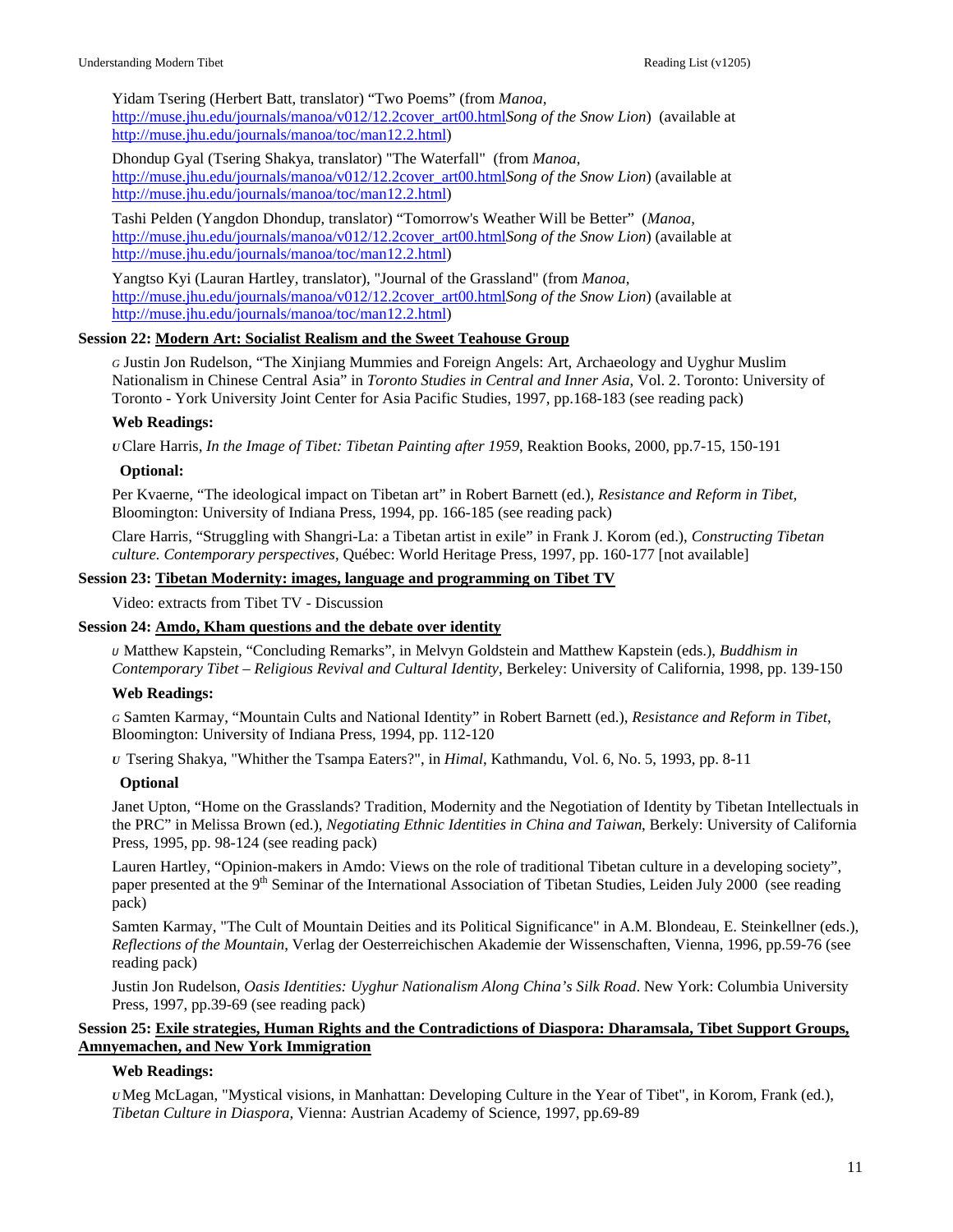Yidam Tsering (Herbert Batt, translator) “Two Poems” (from *Manoa*, http://muse.jhu.edu/journals/manoa/v012/12.2cover_art00.html*Song of the Snow Lion*) (available at http://muse.jhu.edu/journals/manoa/toc/man12.2.html)

Dhondup Gyal (Tsering Shakya, translator) "The Waterfall" (from *Manoa*, http://muse.jhu.edu/journals/manoa/v012/12.2cover_art00.html*Song of the Snow Lion*) (available at http://muse.jhu.edu/journals/manoa/toc/man12.2.html)

Tashi Pelden (Yangdon Dhondup, translator) “Tomorrow's Weather Will be Better” (*Manoa*, http://muse.jhu.edu/journals/manoa/v012/12.2cover_art00.html*Song of the Snow Lion*) (available at http://muse.jhu.edu/journals/manoa/toc/man12.2.html)

Yangtso Kyi (Lauran Hartley, translator), "Journal of the Grassland" (from *Manoa*, http://muse.jhu.edu/journals/manoa/v012/12.2cover_art00.html*Song of the Snow Lion*) (available at http://muse.jhu.edu/journals/manoa/toc/man12.2.html)

**Session 22: Modern Art: Socialist Realism and the Sweet Teahouse Group**

*G* Justin Jon Rudelson, “The Xinjiang Mummies and Foreign Angels: Art, Archaeology and Uyghur Muslim Nationalism in Chinese Central Asia” in *Toronto Studies in Central and Inner Asia*, Vol. 2. Toronto: University of Toronto - York University Joint Center for Asia Pacific Studies, 1997, pp.168-183 (see reading pack)

**Web Readings:**

*U* Clare Harris, *In the Image of Tibet: Tibetan Painting after 1959*, Reaktion Books, 2000, pp.7-15, 150-191

**Optional:**

Per Kvaerne, “The ideological impact on Tibetan art” in Robert Barnett (ed.), *Resistance and Reform in Tibet*, Bloomington: University of Indiana Press, 1994, pp. 166-185 (see reading pack)

Clare Harris, “Struggling with Shangri-La: a Tibetan artist in exile” in Frank J. Korom (ed.), *Constructing Tibetan culture. Contemporary perspectives*, Québec: World Heritage Press, 1997, pp. 160-177 [not available]

**Session 23: Tibetan Modernity: images, language and programming on Tibet TV**

Video: extracts from Tibet TV - Discussion

**Session 24: Amdo, Kham questions and the debate over identity**

*U* Matthew Kapstein, “Concluding Remarks”, in Melvyn Goldstein and Matthew Kapstein (eds.), *Buddhism in Contemporary Tibet – Religious Revival and Cultural Identity*, Berkeley: University of California, 1998, pp. 139-150

**Web Readings:**

*G* Samten Karmay, “Mountain Cults and National Identity” in Robert Barnett (ed.), *Resistance and Reform in Tibet*, Bloomington: University of Indiana Press, 1994, pp. 112-120

*U* Tsering Shakya, "Whither the Tsampa Eaters?", in *Himal*, Kathmandu, Vol. 6, No. 5, 1993, pp. 8-11

**Optional**

Janet Upton, “Home on the Grasslands? Tradition, Modernity and the Negotiation of Identity by Tibetan Intellectuals in the PRC” in Melissa Brown (ed.), *Negotiating Ethnic Identities in China and Taiwan*, Berkely: University of California Press, 1995, pp. 98-124 (see reading pack)

Lauren Hartley, “Opinion-makers in Amdo: Views on the role of traditional Tibetan culture in a developing society”, paper presented at the 9th Seminar of the International Association of Tibetan Studies, Leiden July 2000 (see reading pack)

Samten Karmay, "The Cult of Mountain Deities and its Political Significance" in A.M. Blondeau, E. Steinkellner (eds.), *Reflections of the Mountain*, Verlag der Oesterreichischen Akademie der Wissenschaften, Vienna, 1996, pp.59-76 (see reading pack)

Justin Jon Rudelson, *Oasis Identities: Uyghur Nationalism Along China’s Silk Road*. New York: Columbia University Press, 1997, pp.39-69 (see reading pack)

**Session 25: Exile strategies, Human Rights and the Contradictions of Diaspora: Dharamsala, Tibet Support Groups, Amnyemachen, and New York Immigration**

**Web Readings:**

*U* Meg McLagan, "Mystical visions, in Manhattan: Developing Culture in the Year of Tibet", in Korom, Frank (ed.), *Tibetan Culture in Diaspora*, Vienna: Austrian Academy of Science, 1997, pp.69-89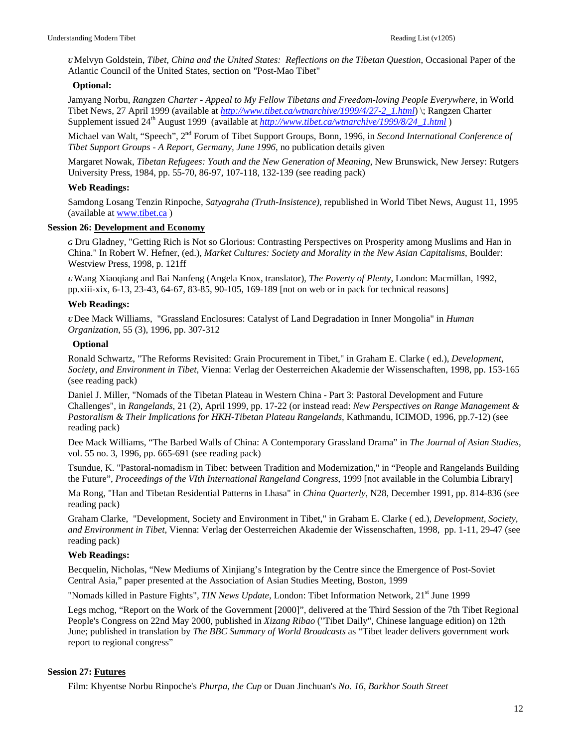*U* Melvyn Goldstein, *Tibet, China and the United States: Reflections on the Tibetan Question*, Occasional Paper of the Atlantic Council of the United States, section on "Post-Mao Tibet"

**Optional:**

Jamyang Norbu, *Rangzen Charter - Appeal to My Fellow Tibetans and Freedom-loving People Everywhere*, in World Tibet News, 27 April 1999 (available at *http://www.tibet.ca/wtnarchive/1999/4/27-2_1.html*) \; Rangzen Charter Supplement issued 24th August 1999 (available at *http://www.tibet.ca/wtnarchive/1999/8/24_1.html* )

Michael van Walt, "Speech", 2nd Forum of Tibet Support Groups, Bonn, 1996, in *Second International Conference of Tibet Support Groups - A Report, Germany, June 1996*, no publication details given

Margaret Nowak, *Tibetan Refugees: Youth and the New Generation of Meaning*, New Brunswick, New Jersey: Rutgers University Press, 1984, pp. 55-70, 86-97, 107-118, 132-139 (see reading pack)

**Web Readings:**

Samdong Losang Tenzin Rinpoche, *Satyagraha (Truth-Insistence)*, republished in World Tibet News, August 11, 1995 (available at www.tibet.ca )

**Session 26: Development and Economy**

*G* Dru Gladney, "Getting Rich is Not so Glorious: Contrasting Perspectives on Prosperity among Muslims and Han in China." In Robert W. Hefner, (ed.), *Market Cultures: Society and Morality in the New Asian Capitalisms*, Boulder: Westview Press, 1998, p. 121ff

*U* Wang Xiaoqiang and Bai Nanfeng (Angela Knox, translator), *The Poverty of Plenty*, London: Macmillan, 1992, pp.xiii-xix, 6-13, 23-43, 64-67, 83-85, 90-105, 169-189 [not on web or in pack for technical reasons]

**Web Readings:**

*U* Dee Mack Williams, "Grassland Enclosures: Catalyst of Land Degradation in Inner Mongolia" in *Human Organization*, 55 (3), 1996, pp. 307-312

**Optional**

Ronald Schwartz, "The Reforms Revisited: Grain Procurement in Tibet," in Graham E. Clarke ( ed.), *Development, Society, and Environment in Tibet*, Vienna: Verlag der Oesterreichen Akademie der Wissenschaften, 1998, pp. 153-165 (see reading pack)

Daniel J. Miller, "Nomads of the Tibetan Plateau in Western China - Part 3: Pastoral Development and Future Challenges", in *Rangelands*, 21 (2), April 1999, pp. 17-22 (or instead read: *New Perspectives on Range Management & Pastoralism & Their Implications for HKH-Tibetan Plateau Rangelands*, Kathmandu, ICIMOD, 1996, pp.7-12) (see reading pack)

Dee Mack Williams, "The Barbed Walls of China: A Contemporary Grassland Drama" in *The Journal of Asian Studies*, vol. 55 no. 3, 1996, pp. 665-691 (see reading pack)

Tsundue, K. "Pastoral-nomadism in Tibet: between Tradition and Modernization," in "People and Rangelands Building the Future", *Proceedings of the VIth International Rangeland Congress*, 1999 [not available in the Columbia Library]

Ma Rong, "Han and Tibetan Residential Patterns in Lhasa" in *China Quarterly*, N28, December 1991, pp. 814-836 (see reading pack)

Graham Clarke, "Development, Society and Environment in Tibet," in Graham E. Clarke ( ed.), *Development, Society, and Environment in Tibet*, Vienna: Verlag der Oesterreichen Akademie der Wissenschaften, 1998, pp. 1-11, 29-47 (see reading pack)

**Web Readings:**

Becquelin, Nicholas, "New Mediums of Xinjiang's Integration by the Centre since the Emergence of Post-Soviet Central Asia," paper presented at the Association of Asian Studies Meeting, Boston, 1999

"Nomads killed in Pasture Fights", *TIN News Update*, London: Tibet Information Network, 21st June 1999

Legs mchog, "Report on the Work of the Government [2000]", delivered at the Third Session of the 7th Tibet Regional People's Congress on 22nd May 2000, published in *Xizang Ribao* ("Tibet Daily", Chinese language edition) on 12th June; published in translation by *The BBC Summary of World Broadcasts* as "Tibet leader delivers government work report to regional congress"

**Session 27: Futures**

Film: Khyentse Norbu Rinpoche's *Phurpa, the Cup* or Duan Jinchuan's *No. 16, Barkhor South Street*